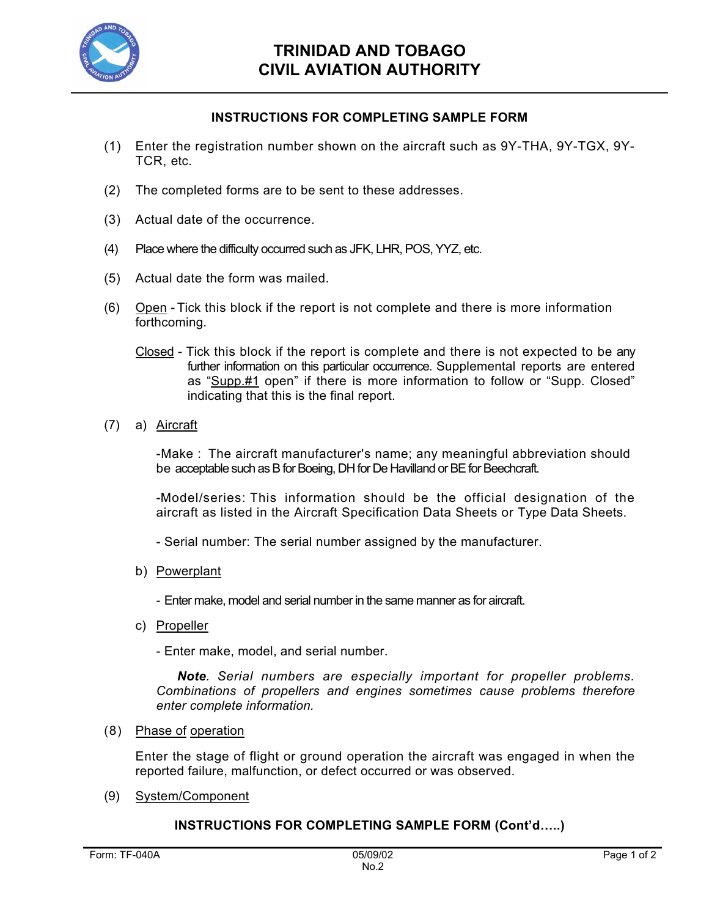# TRINIDAD AND TOBAGO CIVIL AVIATION AUTHORITY

## INSTRUCTIONS FOR COMPLETING SAMPLE FORM

(1) Enter the registration number shown on the aircraft such as 9Y-THA, 9Y-TGX, 9Y-TCR, etc.

(2) The completed forms are to be sent to these addresses.

(3) Actual date of the occurrence.

(4) Place where the difficulty occurred such as JFK, LHR, POS, YYZ, etc.

(5) Actual date the form was mailed.

(6) Open - Tick this block if the report is not complete and there is more information forthcoming.

Closed - Tick this block if the report is complete and there is not expected to be any further information on this particular occurrence. Supplemental reports are entered as "Supp.#1 open" if there is more information to follow or "Supp. Closed" indicating that this is the final report.

(7) a) Aircraft

-Make : The aircraft manufacturer's name; any meaningful abbreviation should be acceptable such as B for Boeing, DH for De Havilland or BE for Beechcraft.

-Model/series: This information should be the official designation of the aircraft as listed in the Aircraft Specification Data Sheets or Type Data Sheets.

- Serial number: The serial number assigned by the manufacturer.

b) Powerplant

- Enter make, model and serial number in the same manner as for aircraft.

c) Propeller

- Enter make, model, and serial number.

***Note**. Serial numbers are especially important for propeller problems. Combinations of propellers and engines sometimes cause problems therefore enter complete information.*

(8) Phase of operation

Enter the stage of flight or ground operation the aircraft was engaged in when the reported failure, malfunction, or defect occurred or was observed.

(9) System/Component

**INSTRUCTIONS FOR COMPLETING SAMPLE FORM (Cont'd…..)**

Form: TF-040A 05/09/02 No.2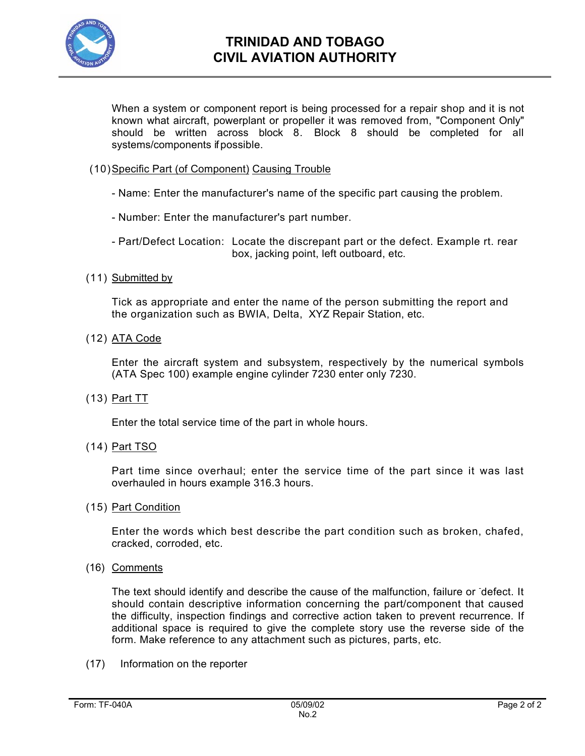When a system or component report is being processed for a repair shop and it is not known what aircraft, powerplant or propeller it was removed from, "Component Only" should be written across block 8. Block 8 should be completed for all systems/components if possible.

(10) Specific Part (of Component) Causing Trouble

- Name: Enter the manufacturer's name of the specific part causing the problem.

- Number: Enter the manufacturer's part number.

- Part/Defect Location: Locate the discrepant part or the defect. Example rt. rear box, jacking point, left outboard, etc.

(11) Submitted by

Tick as appropriate and enter the name of the person submitting the report and the organization such as BWIA, Delta, XYZ Repair Station, etc.

(12) ATA Code

Enter the aircraft system and subsystem, respectively by the numerical symbols (ATA Spec 100) example engine cylinder 7230 enter only 7230.

(13) Part TT

Enter the total service time of the part in whole hours.

(14) Part TSO

Part time since overhaul; enter the service time of the part since it was last overhauled in hours example 316.3 hours.

(15) Part Condition

Enter the words which best describe the part condition such as broken, chafed, cracked, corroded, etc.

(16) Comments

The text should identify and describe the cause of the malfunction, failure or defect. It should contain descriptive information concerning the part/component that caused the difficulty, inspection findings and corrective action taken to prevent recurrence. If additional space is required to give the complete story use the reverse side of the form. Make reference to any attachment such as pictures, parts, etc.

(17) Information on the reporter

Form: TF-040A　　05/09/02 No.2